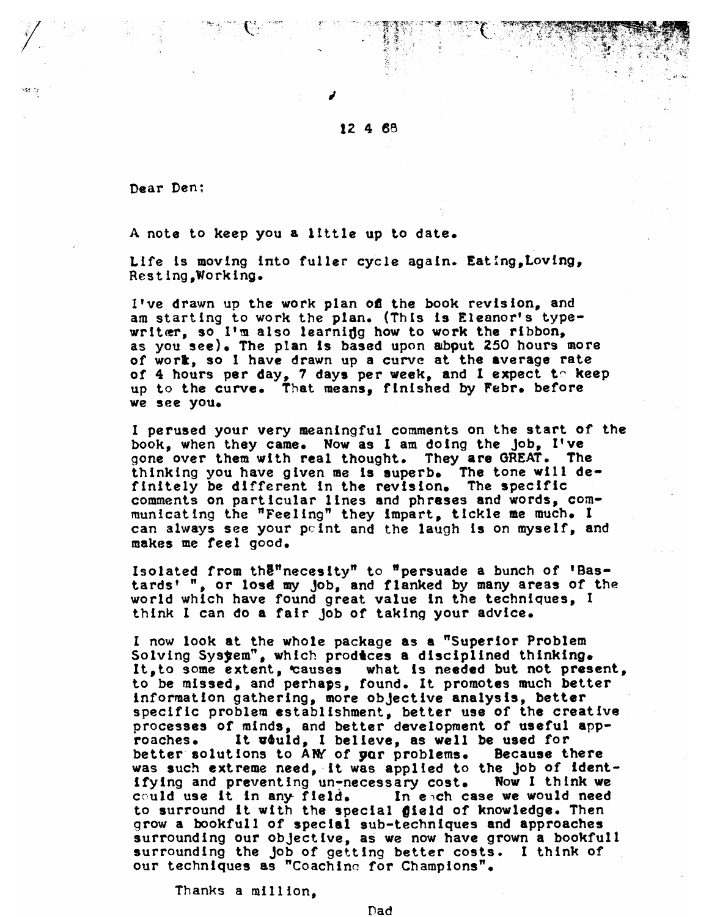12 4 68

Dear Den:

A note to keep you a little up to date.

Life is moving into fuller cycle again. Eating,Loving, Resting,Working.

I've drawn up the work plan of the book revision, and am starting to work the plan. (This is Eleanor's typewriter, so I'm also learning how to work the ribbon, as you see). The plan is based upon about 250 hours more of work, so I have drawn up a curve at the average rate of 4 hours per day, 7 days per week, and I expect to keep up to the curve. That means, finished by Febr. before we see you.

I perused your very meaningful comments on the start of the book, when they came. Now as I am doing the job, I've gone over them with real thought. They are GREAT. The thinking you have given me is superb. The tone will definitely be different in the revision. The specific comments on particular lines and phrases and words, communicating the "Feeling" they impart, tickle me much. I can always see your point and the laugh is on myself, and makes me feel good.

Isolated from the "necesity" to "persuade a bunch of 'Bastards' ", or lose my job, and flanked by many areas of the world which have found great value in the techniques, I think I can do a fair job of taking your advice.

I now look at the whole package as a "Superior Problem Solving System", which produces a disciplined thinking. It, to some extent, causes what is needed but not present, to be missed, and perhaps, found. It promotes much better information gathering, more objective analysis, better specific problem establishment, better use of the creative processes of minds, and better development of useful approaches. It would, I believe, as well be used for better solutions to ANY of our problems. Because there was such extreme need, it was applied to the job of identifying and preventing un-necessary cost. Now I think we could use it in any field. In each case we would need to surround it with the special field of knowledge. Then grow a bookfull of special sub-techniques and approaches surrounding our objective, as we now have grown a bookfull surrounding the job of getting better costs. I think of our techniques as "Coaching for Champions".

Thanks a million,

Dad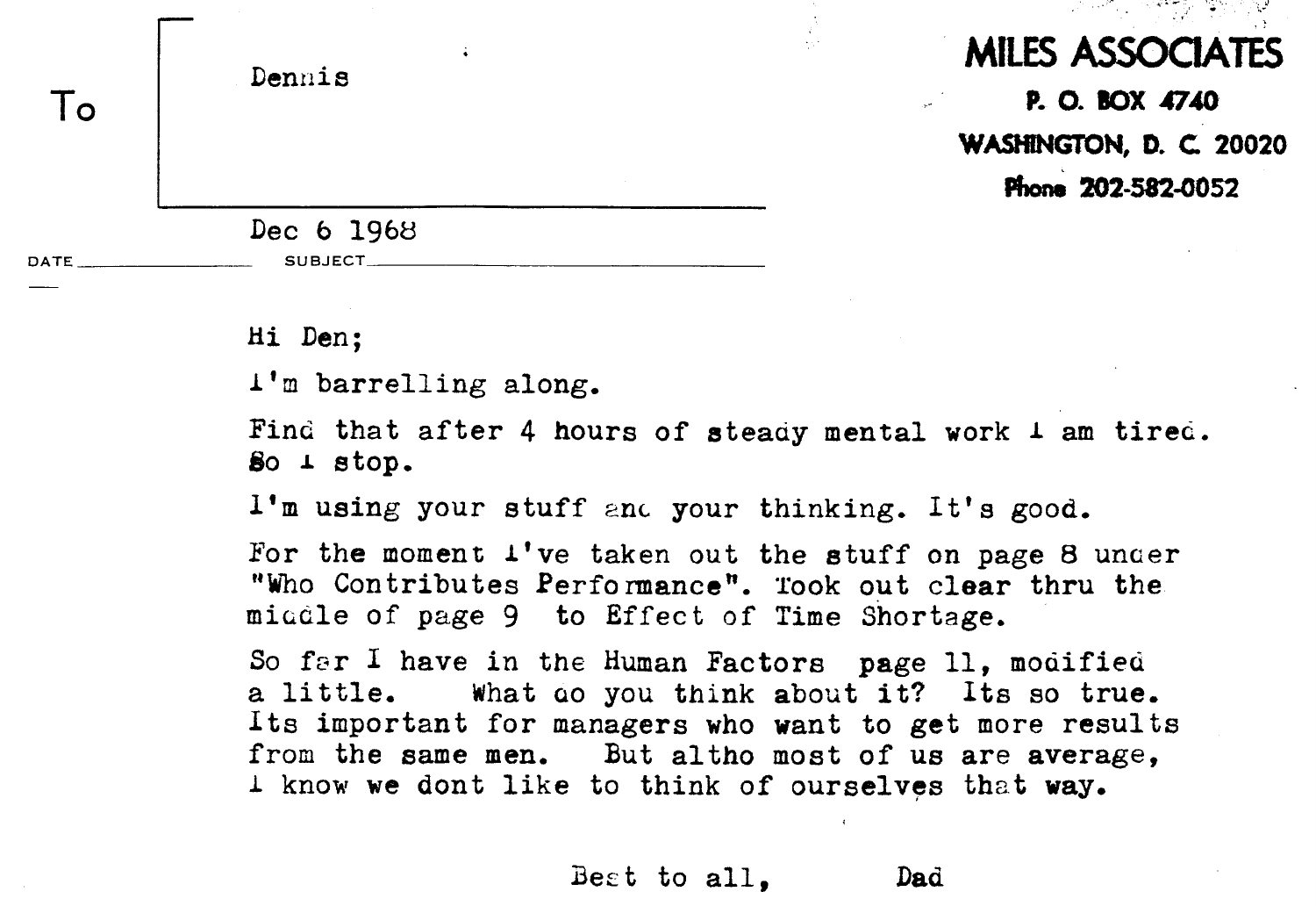**MILES ASSOCIATES**
P. O. BOX 4740
WASHINGTON, D. C. 20020
Phone 202-582-0052

To: Dennis

DATE: Dec 6 1968
SUBJECT:

Hi Den;

I'm barrelling along.

Find that after 4 hours of steady mental work I am tired. So I stop.

I'm using your stuff and your thinking. It's good.

For the moment I've taken out the stuff on page 8 under "Who Contributes Performance". Took out clear thru the middle of page 9 to Effect of Time Shortage.

So far I have in the Human Factors page 11, modified a little. What do you think about it? Its so true. Its important for managers who want to get more results from the same men. But altho most of us are average, I know we dont like to think of ourselves that way.

Best to all, Dad